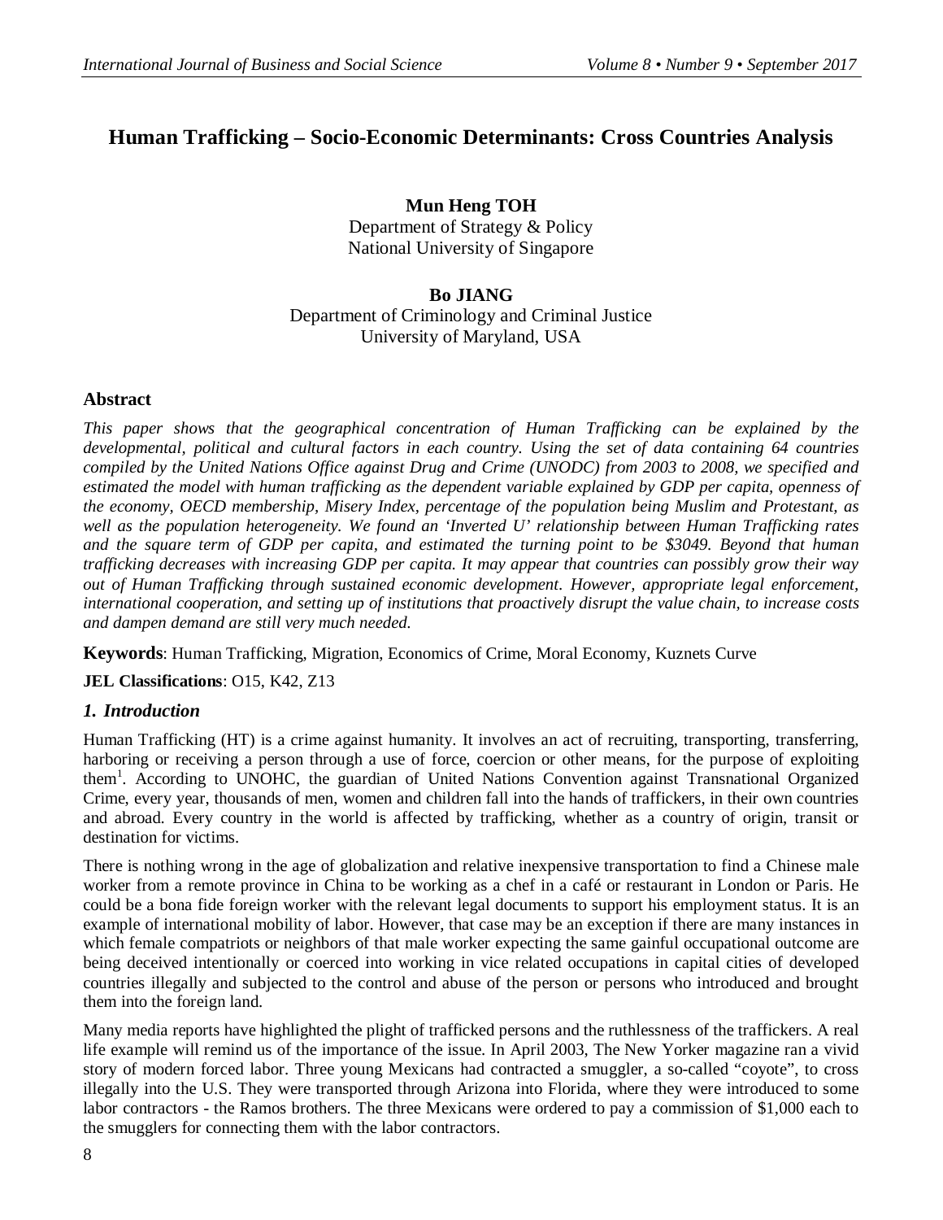# Human Trafficking – Socio-Economic Determinants: Cross Countries Analysis

**Mun Heng TOH**
Department of Strategy & Policy
National University of Singapore

**Bo JIANG**
Department of Criminology and Criminal Justice
University of Maryland, USA

## Abstract

*This paper shows that the geographical concentration of Human Trafficking can be explained by the developmental, political and cultural factors in each country. Using the set of data containing 64 countries compiled by the United Nations Office against Drug and Crime (UNODC) from 2003 to 2008, we specified and estimated the model with human trafficking as the dependent variable explained by GDP per capita, openness of the economy, OECD membership, Misery Index, percentage of the population being Muslim and Protestant, as well as the population heterogeneity. We found an 'Inverted U' relationship between Human Trafficking rates and the square term of GDP per capita, and estimated the turning point to be $3049. Beyond that human trafficking decreases with increasing GDP per capita. It may appear that countries can possibly grow their way out of Human Trafficking through sustained economic development. However, appropriate legal enforcement, international cooperation, and setting up of institutions that proactively disrupt the value chain, to increase costs and dampen demand are still very much needed.*

**Keywords**: Human Trafficking, Migration, Economics of Crime, Moral Economy, Kuznets Curve

**JEL Classifications**: O15, K42, Z13

## *1. Introduction*

Human Trafficking (HT) is a crime against humanity. It involves an act of recruiting, transporting, transferring, harboring or receiving a person through a use of force, coercion or other means, for the purpose of exploiting them[1]. According to UNOHC, the guardian of United Nations Convention against Transnational Organized Crime, every year, thousands of men, women and children fall into the hands of traffickers, in their own countries and abroad. Every country in the world is affected by trafficking, whether as a country of origin, transit or destination for victims.

There is nothing wrong in the age of globalization and relative inexpensive transportation to find a Chinese male worker from a remote province in China to be working as a chef in a café or restaurant in London or Paris. He could be a bona fide foreign worker with the relevant legal documents to support his employment status. It is an example of international mobility of labor. However, that case may be an exception if there are many instances in which female compatriots or neighbors of that male worker expecting the same gainful occupational outcome are being deceived intentionally or coerced into working in vice related occupations in capital cities of developed countries illegally and subjected to the control and abuse of the person or persons who introduced and brought them into the foreign land.

Many media reports have highlighted the plight of trafficked persons and the ruthlessness of the traffickers. A real life example will remind us of the importance of the issue. In April 2003, The New Yorker magazine ran a vivid story of modern forced labor. Three young Mexicans had contracted a smuggler, a so-called "coyote", to cross illegally into the U.S. They were transported through Arizona into Florida, where they were introduced to some labor contractors - the Ramos brothers. The three Mexicans were ordered to pay a commission of $1,000 each to the smugglers for connecting them with the labor contractors.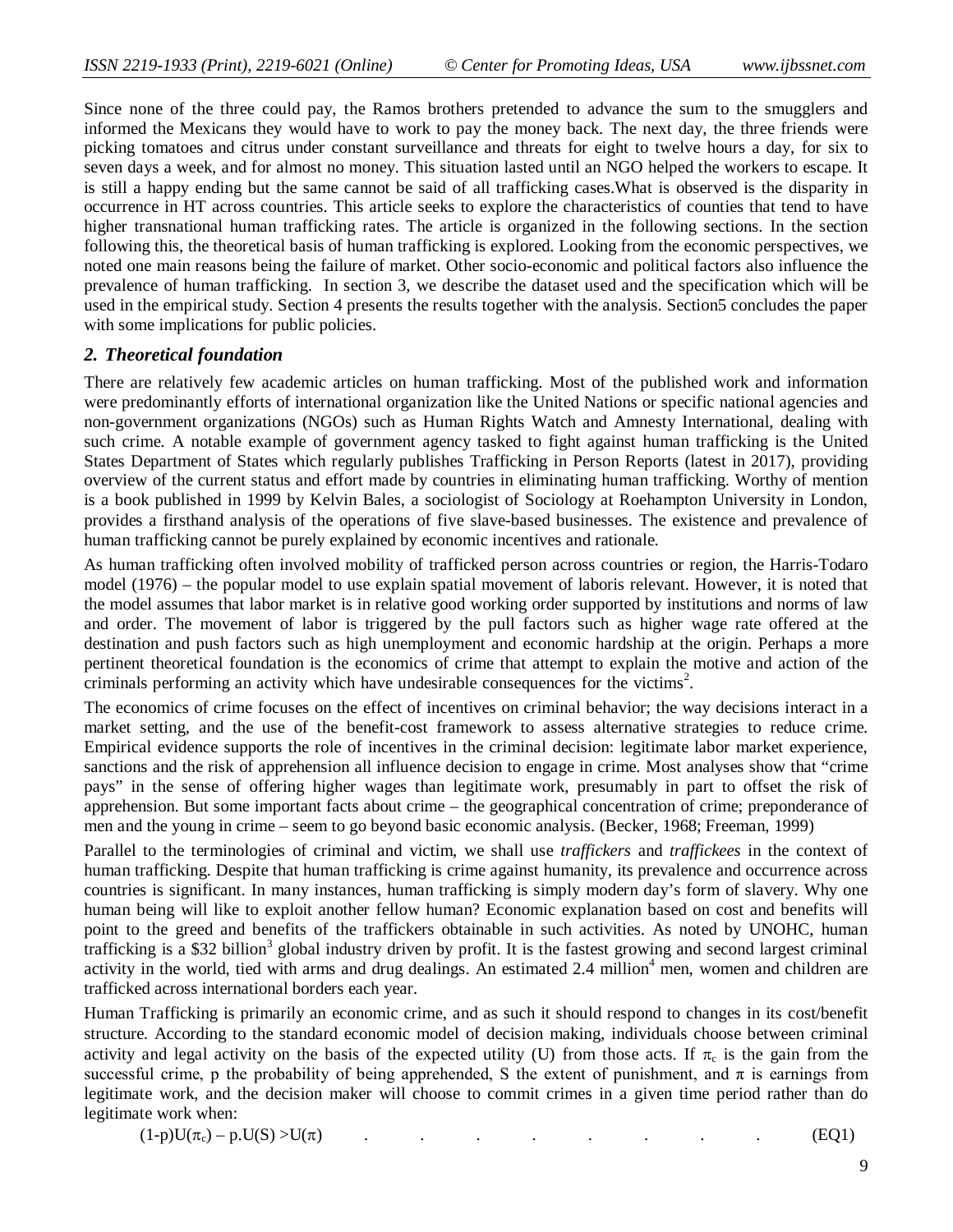Since none of the three could pay, the Ramos brothers pretended to advance the sum to the smugglers and informed the Mexicans they would have to work to pay the money back. The next day, the three friends were picking tomatoes and citrus under constant surveillance and threats for eight to twelve hours a day, for six to seven days a week, and for almost no money. This situation lasted until an NGO helped the workers to escape. It is still a happy ending but the same cannot be said of all trafficking cases.What is observed is the disparity in occurrence in HT across countries. This article seeks to explore the characteristics of counties that tend to have higher transnational human trafficking rates. The article is organized in the following sections. In the section following this, the theoretical basis of human trafficking is explored. Looking from the economic perspectives, we noted one main reasons being the failure of market. Other socio-economic and political factors also influence the prevalence of human trafficking. In section 3, we describe the dataset used and the specification which will be used in the empirical study. Section 4 presents the results together with the analysis. Section5 concludes the paper with some implications for public policies.

## *2. Theoretical foundation*

There are relatively few academic articles on human trafficking. Most of the published work and information were predominantly efforts of international organization like the United Nations or specific national agencies and non-government organizations (NGOs) such as Human Rights Watch and Amnesty International, dealing with such crime. A notable example of government agency tasked to fight against human trafficking is the United States Department of States which regularly publishes Trafficking in Person Reports (latest in 2017), providing overview of the current status and effort made by countries in eliminating human trafficking. Worthy of mention is a book published in 1999 by Kelvin Bales, a sociologist of Sociology at Roehampton University in London, provides a firsthand analysis of the operations of five slave-based businesses. The existence and prevalence of human trafficking cannot be purely explained by economic incentives and rationale.

As human trafficking often involved mobility of trafficked person across countries or region, the Harris-Todaro model (1976) – the popular model to use explain spatial movement of laboris relevant. However, it is noted that the model assumes that labor market is in relative good working order supported by institutions and norms of law and order. The movement of labor is triggered by the pull factors such as higher wage rate offered at the destination and push factors such as high unemployment and economic hardship at the origin. Perhaps a more pertinent theoretical foundation is the economics of crime that attempt to explain the motive and action of the criminals performing an activity which have undesirable consequences for the victims[2].

The economics of crime focuses on the effect of incentives on criminal behavior; the way decisions interact in a market setting, and the use of the benefit-cost framework to assess alternative strategies to reduce crime. Empirical evidence supports the role of incentives in the criminal decision: legitimate labor market experience, sanctions and the risk of apprehension all influence decision to engage in crime. Most analyses show that "crime pays" in the sense of offering higher wages than legitimate work, presumably in part to offset the risk of apprehension. But some important facts about crime – the geographical concentration of crime; preponderance of men and the young in crime – seem to go beyond basic economic analysis. (Becker, 1968; Freeman, 1999)

Parallel to the terminologies of criminal and victim, we shall use *traffickers* and *traffickees* in the context of human trafficking. Despite that human trafficking is crime against humanity, its prevalence and occurrence across countries is significant. In many instances, human trafficking is simply modern day's form of slavery. Why one human being will like to exploit another fellow human? Economic explanation based on cost and benefits will point to the greed and benefits of the traffickers obtainable in such activities. As noted by UNOHC, human trafficking is a $32 billion[3] global industry driven by profit. It is the fastest growing and second largest criminal activity in the world, tied with arms and drug dealings. An estimated 2.4 million[4] men, women and children are trafficked across international borders each year.

Human Trafficking is primarily an economic crime, and as such it should respond to changes in its cost/benefit structure. According to the standard economic model of decision making, individuals choose between criminal activity and legal activity on the basis of the expected utility (U) from those acts. If $\pi_c$ is the gain from the successful crime, p the probability of being apprehended, S the extent of punishment, and $\pi$ is earnings from legitimate work, and the decision maker will choose to commit crimes in a given time period rather than do legitimate work when:

$$(1-p)U(\pi_c) - p.U(S) > U(\pi) \quad \text{(EQ1)}$$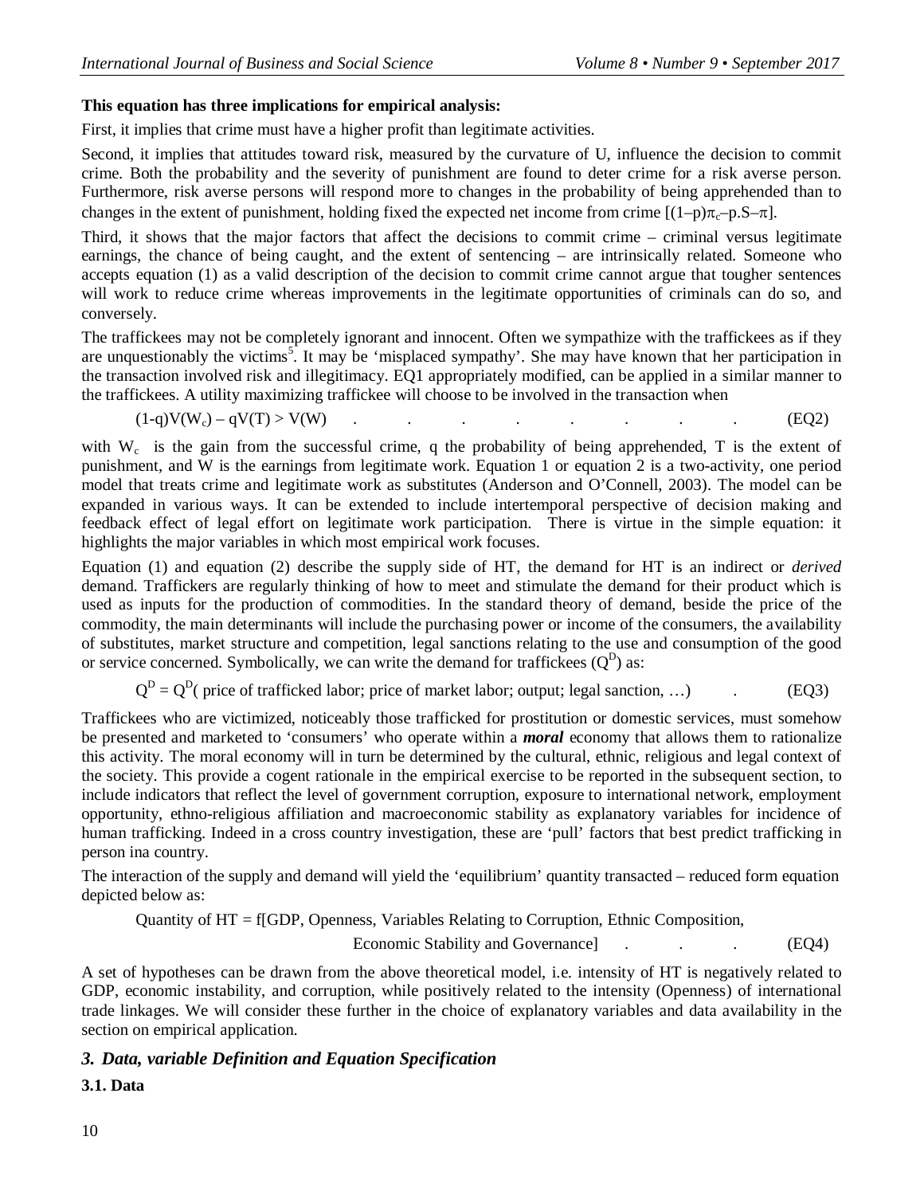**This equation has three implications for empirical analysis:**

First, it implies that crime must have a higher profit than legitimate activities.

Second, it implies that attitudes toward risk, measured by the curvature of U, influence the decision to commit crime. Both the probability and the severity of punishment are found to deter crime for a risk averse person. Furthermore, risk averse persons will respond more to changes in the probability of being apprehended than to changes in the extent of punishment, holding fixed the expected net income from crime $[(1–p)\pi_c–p.S–\pi]$.

Third, it shows that the major factors that affect the decisions to commit crime – criminal versus legitimate earnings, the chance of being caught, and the extent of sentencing – are intrinsically related. Someone who accepts equation (1) as a valid description of the decision to commit crime cannot argue that tougher sentences will work to reduce crime whereas improvements in the legitimate opportunities of criminals can do so, and conversely.

The traffickees may not be completely ignorant and innocent. Often we sympathize with the traffickees as if they are unquestionably the victims[5]. It may be 'misplaced sympathy'. She may have known that her participation in the transaction involved risk and illegitimacy. EQ1 appropriately modified, can be applied in a similar manner to the traffickees. A utility maximizing traffickee will choose to be involved in the transaction when

$$(1\text{-}q)V(W_c) – qV(T) > V(W) \quad . \quad . \quad . \quad . \quad . \quad . \quad . \quad . \qquad \text{(EQ2)}$$

with $W_c$ is the gain from the successful crime, q the probability of being apprehended, T is the extent of punishment, and W is the earnings from legitimate work. Equation 1 or equation 2 is a two-activity, one period model that treats crime and legitimate work as substitutes (Anderson and O'Connell, 2003). The model can be expanded in various ways. It can be extended to include intertemporal perspective of decision making and feedback effect of legal effort on legitimate work participation. There is virtue in the simple equation: it highlights the major variables in which most empirical work focuses.

Equation (1) and equation (2) describe the supply side of HT, the demand for HT is an indirect or *derived* demand. Traffickers are regularly thinking of how to meet and stimulate the demand for their product which is used as inputs for the production of commodities. In the standard theory of demand, beside the price of the commodity, the main determinants will include the purchasing power or income of the consumers, the availability of substitutes, market structure and competition, legal sanctions relating to the use and consumption of the good or service concerned. Symbolically, we can write the demand for traffickees ($Q^D$) as:

$$Q^D = Q^D(\text{ price of trafficked labor; price of market labor; output; legal sanction, …}) \quad . \qquad \text{(EQ3)}$$

Traffickees who are victimized, noticeably those trafficked for prostitution or domestic services, must somehow be presented and marketed to 'consumers' who operate within a ***moral*** economy that allows them to rationalize this activity. The moral economy will in turn be determined by the cultural, ethnic, religious and legal context of the society. This provide a cogent rationale in the empirical exercise to be reported in the subsequent section, to include indicators that reflect the level of government corruption, exposure to international network, employment opportunity, ethno-religious affiliation and macroeconomic stability as explanatory variables for incidence of human trafficking. Indeed in a cross country investigation, these are 'pull' factors that best predict trafficking in person ina country.

The interaction of the supply and demand will yield the 'equilibrium' quantity transacted – reduced form equation depicted below as:

Quantity of HT = f[GDP, Openness, Variables Relating to Corruption, Ethnic Composition, Economic Stability and Governance] . . . (EQ4)

A set of hypotheses can be drawn from the above theoretical model, i.e. intensity of HT is negatively related to GDP, economic instability, and corruption, while positively related to the intensity (Openness) of international trade linkages. We will consider these further in the choice of explanatory variables and data availability in the section on empirical application.

## *3. Data, variable Definition and Equation Specification*

**3.1. Data**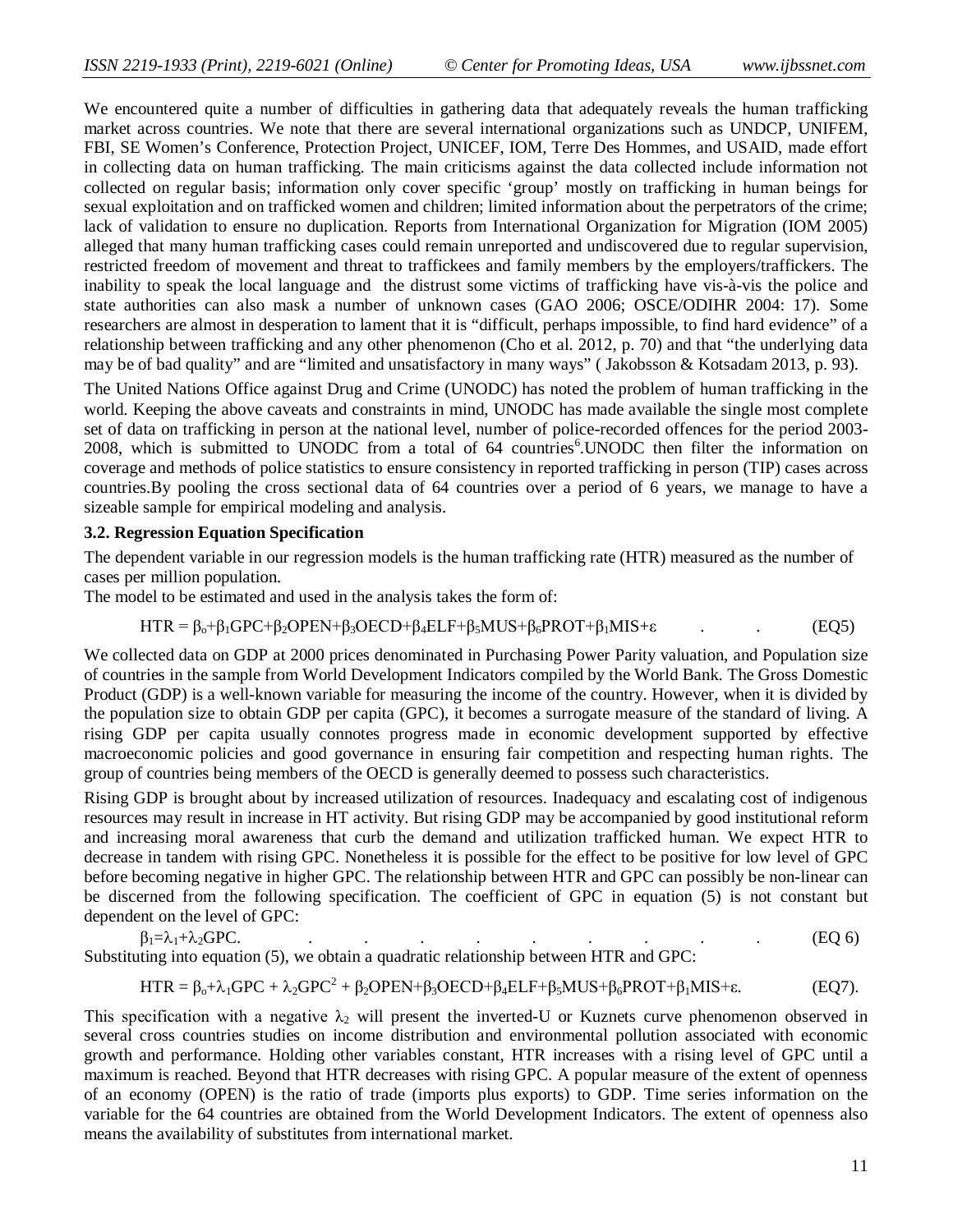We encountered quite a number of difficulties in gathering data that adequately reveals the human trafficking market across countries. We note that there are several international organizations such as UNDCP, UNIFEM, FBI, SE Women's Conference, Protection Project, UNICEF, IOM, Terre Des Hommes, and USAID, made effort in collecting data on human trafficking. The main criticisms against the data collected include information not collected on regular basis; information only cover specific 'group' mostly on trafficking in human beings for sexual exploitation and on trafficked women and children; limited information about the perpetrators of the crime; lack of validation to ensure no duplication. Reports from International Organization for Migration (IOM 2005) alleged that many human trafficking cases could remain unreported and undiscovered due to regular supervision, restricted freedom of movement and threat to traffickees and family members by the employers/traffickers. The inability to speak the local language and the distrust some victims of trafficking have vis-à-vis the police and state authorities can also mask a number of unknown cases (GAO 2006; OSCE/ODIHR 2004: 17). Some researchers are almost in desperation to lament that it is "difficult, perhaps impossible, to find hard evidence" of a relationship between trafficking and any other phenomenon (Cho et al. 2012, p. 70) and that "the underlying data may be of bad quality" and are "limited and unsatisfactory in many ways" ( Jakobsson & Kotsadam 2013, p. 93).

The United Nations Office against Drug and Crime (UNODC) has noted the problem of human trafficking in the world. Keeping the above caveats and constraints in mind, UNODC has made available the single most complete set of data on trafficking in person at the national level, number of police-recorded offences for the period 2003-2008, which is submitted to UNODC from a total of 64 countries[6].UNODC then filter the information on coverage and methods of police statistics to ensure consistency in reported trafficking in person (TIP) cases across countries.By pooling the cross sectional data of 64 countries over a period of 6 years, we manage to have a sizeable sample for empirical modeling and analysis.

### 3.2. Regression Equation Specification

The dependent variable in our regression models is the human trafficking rate (HTR) measured as the number of cases per million population.

The model to be estimated and used in the analysis takes the form of:

$$HTR = \beta_o+\beta_1 GPC+\beta_2 OPEN+\beta_3 OECD+\beta_4 ELF+\beta_5 MUS+\beta_6 PROT+\beta_1 MIS+\varepsilon \qquad \text{(EQ5)}$$

We collected data on GDP at 2000 prices denominated in Purchasing Power Parity valuation, and Population size of countries in the sample from World Development Indicators compiled by the World Bank. The Gross Domestic Product (GDP) is a well-known variable for measuring the income of the country. However, when it is divided by the population size to obtain GDP per capita (GPC), it becomes a surrogate measure of the standard of living. A rising GDP per capita usually connotes progress made in economic development supported by effective macroeconomic policies and good governance in ensuring fair competition and respecting human rights. The group of countries being members of the OECD is generally deemed to possess such characteristics.

Rising GDP is brought about by increased utilization of resources. Inadequacy and escalating cost of indigenous resources may result in increase in HT activity. But rising GDP may be accompanied by good institutional reform and increasing moral awareness that curb the demand and utilization trafficked human. We expect HTR to decrease in tandem with rising GPC. Nonetheless it is possible for the effect to be positive for low level of GPC before becoming negative in higher GPC. The relationship between HTR and GPC can possibly be non-linear can be discerned from the following specification. The coefficient of GPC in equation (5) is not constant but dependent on the level of GPC:

$$\beta_1=\lambda_1+\lambda_2 GPC. \qquad \text{(EQ 6)}$$

Substituting into equation (5), we obtain a quadratic relationship between HTR and GPC:

$$HTR = \beta_o+\lambda_1 GPC + \lambda_2 GPC^2 + \beta_2 OPEN+\beta_3 OECD+\beta_4 ELF+\beta_5 MUS+\beta_6 PROT+\beta_1 MIS+\varepsilon. \qquad \text{(EQ7)}$$

This specification with a negative $\lambda_2$ will present the inverted-U or Kuznets curve phenomenon observed in several cross countries studies on income distribution and environmental pollution associated with economic growth and performance. Holding other variables constant, HTR increases with a rising level of GPC until a maximum is reached. Beyond that HTR decreases with rising GPC. A popular measure of the extent of openness of an economy (OPEN) is the ratio of trade (imports plus exports) to GDP. Time series information on the variable for the 64 countries are obtained from the World Development Indicators. The extent of openness also means the availability of substitutes from international market.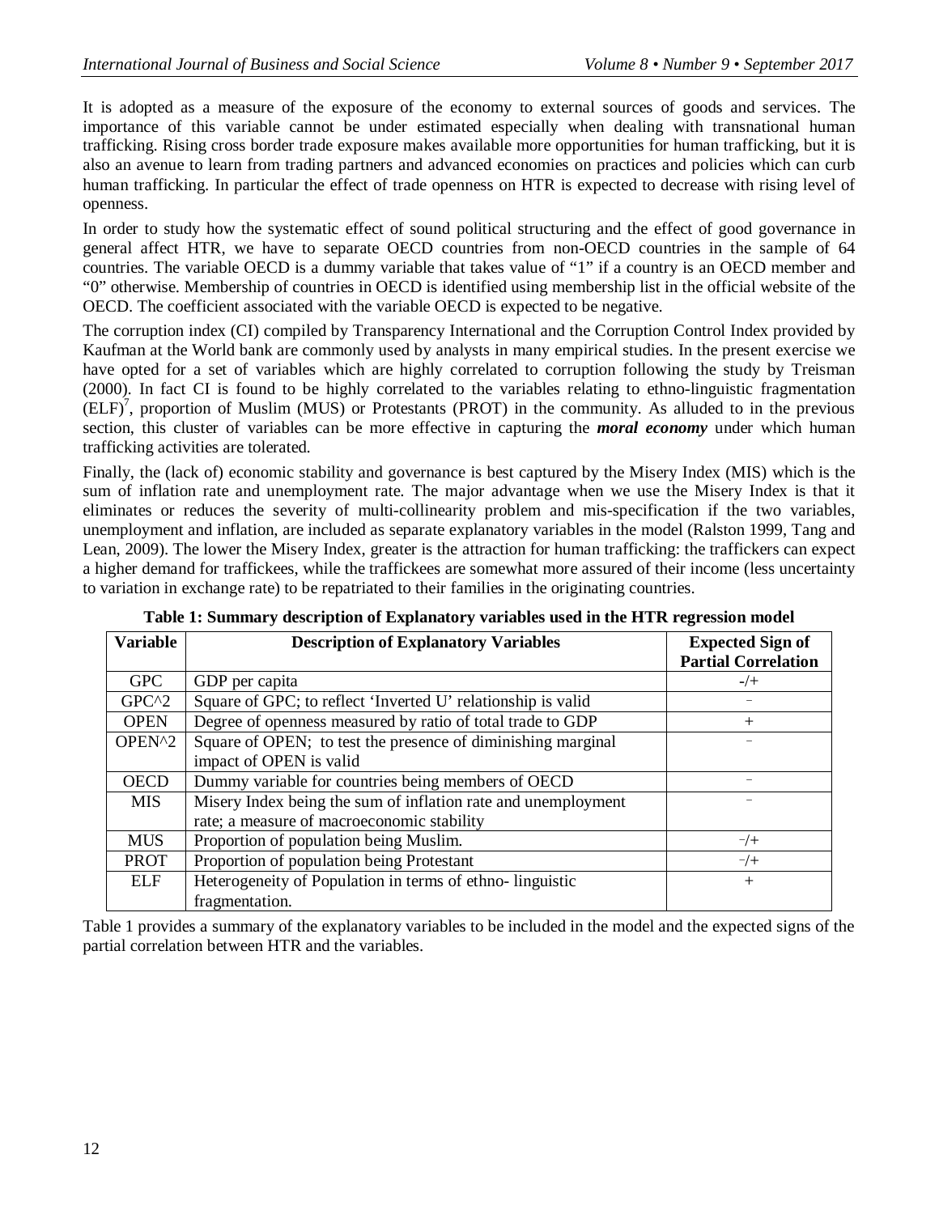It is adopted as a measure of the exposure of the economy to external sources of goods and services. The importance of this variable cannot be under estimated especially when dealing with transnational human trafficking. Rising cross border trade exposure makes available more opportunities for human trafficking, but it is also an avenue to learn from trading partners and advanced economies on practices and policies which can curb human trafficking. In particular the effect of trade openness on HTR is expected to decrease with rising level of openness.

In order to study how the systematic effect of sound political structuring and the effect of good governance in general affect HTR, we have to separate OECD countries from non-OECD countries in the sample of 64 countries. The variable OECD is a dummy variable that takes value of "1" if a country is an OECD member and "0" otherwise. Membership of countries in OECD is identified using membership list in the official website of the OECD. The coefficient associated with the variable OECD is expected to be negative.

The corruption index (CI) compiled by Transparency International and the Corruption Control Index provided by Kaufman at the World bank are commonly used by analysts in many empirical studies. In the present exercise we have opted for a set of variables which are highly correlated to corruption following the study by Treisman (2000). In fact CI is found to be highly correlated to the variables relating to ethno-linguistic fragmentation (ELF)[7], proportion of Muslim (MUS) or Protestants (PROT) in the community. As alluded to in the previous section, this cluster of variables can be more effective in capturing the ***moral economy*** under which human trafficking activities are tolerated.

Finally, the (lack of) economic stability and governance is best captured by the Misery Index (MIS) which is the sum of inflation rate and unemployment rate. The major advantage when we use the Misery Index is that it eliminates or reduces the severity of multi-collinearity problem and mis-specification if the two variables, unemployment and inflation, are included as separate explanatory variables in the model (Ralston 1999, Tang and Lean, 2009). The lower the Misery Index, greater is the attraction for human trafficking: the traffickers can expect a higher demand for traffickees, while the traffickees are somewhat more assured of their income (less uncertainty to variation in exchange rate) to be repatriated to their families in the originating countries.

**Table 1: Summary description of Explanatory variables used in the HTR regression model**

| Variable | Description of Explanatory Variables | Expected Sign of Partial Correlation |
|---|---|---|
| GPC | GDP per capita | -/+ |
| GPC^2 | Square of GPC; to reflect 'Inverted U' relationship is valid | – |
| OPEN | Degree of openness measured by ratio of total trade to GDP | + |
| OPEN^2 | Square of OPEN; to test the presence of diminishing marginal impact of OPEN is valid | – |
| OECD | Dummy variable for countries being members of OECD | – |
| MIS | Misery Index being the sum of inflation rate and unemployment rate; a measure of macroeconomic stability | – |
| MUS | Proportion of population being Muslim. | –/+ |
| PROT | Proportion of population being Protestant | –/+ |
| ELF | Heterogeneity of Population in terms of ethno- linguistic fragmentation. | + |

Table 1 provides a summary of the explanatory variables to be included in the model and the expected signs of the partial correlation between HTR and the variables.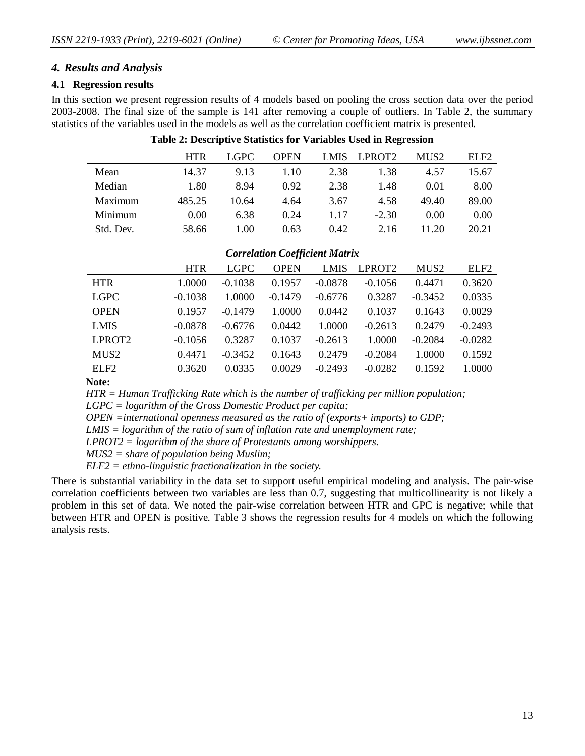### *4. Results and Analysis*

#### 4.1 Regression results

In this section we present regression results of 4 models based on pooling the cross section data over the period 2003-2008. The final size of the sample is 141 after removing a couple of outliers. In Table 2, the summary statistics of the variables used in the models as well as the correlation coefficient matrix is presented.

**Table 2: Descriptive Statistics for Variables Used in Regression**

| | HTR | LGPC | OPEN | LMIS | LPROT2 | MUS2 | ELF2 |
|---|---|---|---|---|---|---|---|
| Mean | 14.37 | 9.13 | 1.10 | 2.38 | 1.38 | 4.57 | 15.67 |
| Median | 1.80 | 8.94 | 0.92 | 2.38 | 1.48 | 0.01 | 8.00 |
| Maximum | 485.25 | 10.64 | 4.64 | 3.67 | 4.58 | 49.40 | 89.00 |
| Minimum | 0.00 | 6.38 | 0.24 | 1.17 | -2.30 | 0.00 | 0.00 |
| Std. Dev. | 58.66 | 1.00 | 0.63 | 0.42 | 2.16 | 11.20 | 20.21 |

***Correlation Coefficient Matrix***

| | HTR | LGPC | OPEN | LMIS | LPROT2 | MUS2 | ELF2 |
|---|---|---|---|---|---|---|---|
| HTR | 1.0000 | -0.1038 | 0.1957 | -0.0878 | -0.1056 | 0.4471 | 0.3620 |
| LGPC | -0.1038 | 1.0000 | -0.1479 | -0.6776 | 0.3287 | -0.3452 | 0.0335 |
| OPEN | 0.1957 | -0.1479 | 1.0000 | 0.0442 | 0.1037 | 0.1643 | 0.0029 |
| LMIS | -0.0878 | -0.6776 | 0.0442 | 1.0000 | -0.2613 | 0.2479 | -0.2493 |
| LPROT2 | -0.1056 | 0.3287 | 0.1037 | -0.2613 | 1.0000 | -0.2084 | -0.0282 |
| MUS2 | 0.4471 | -0.3452 | 0.1643 | 0.2479 | -0.2084 | 1.0000 | 0.1592 |
| ELF2 | 0.3620 | 0.0335 | 0.0029 | -0.2493 | -0.0282 | 0.1592 | 1.0000 |

**Note:**

*HTR = Human Trafficking Rate which is the number of trafficking per million population;*

*LGPC = logarithm of the Gross Domestic Product per capita;*

*OPEN =international openness measured as the ratio of (exports+ imports) to GDP;*

*LMIS = logarithm of the ratio of sum of inflation rate and unemployment rate;*

*LPROT2 = logarithm of the share of Protestants among worshippers.*

*MUS2 = share of population being Muslim;*

*ELF2 = ethno-linguistic fractionalization in the society.*

There is substantial variability in the data set to support useful empirical modeling and analysis. The pair-wise correlation coefficients between two variables are less than 0.7, suggesting that multicollinearity is not likely a problem in this set of data. We noted the pair-wise correlation between HTR and GPC is negative; while that between HTR and OPEN is positive. Table 3 shows the regression results for 4 models on which the following analysis rests.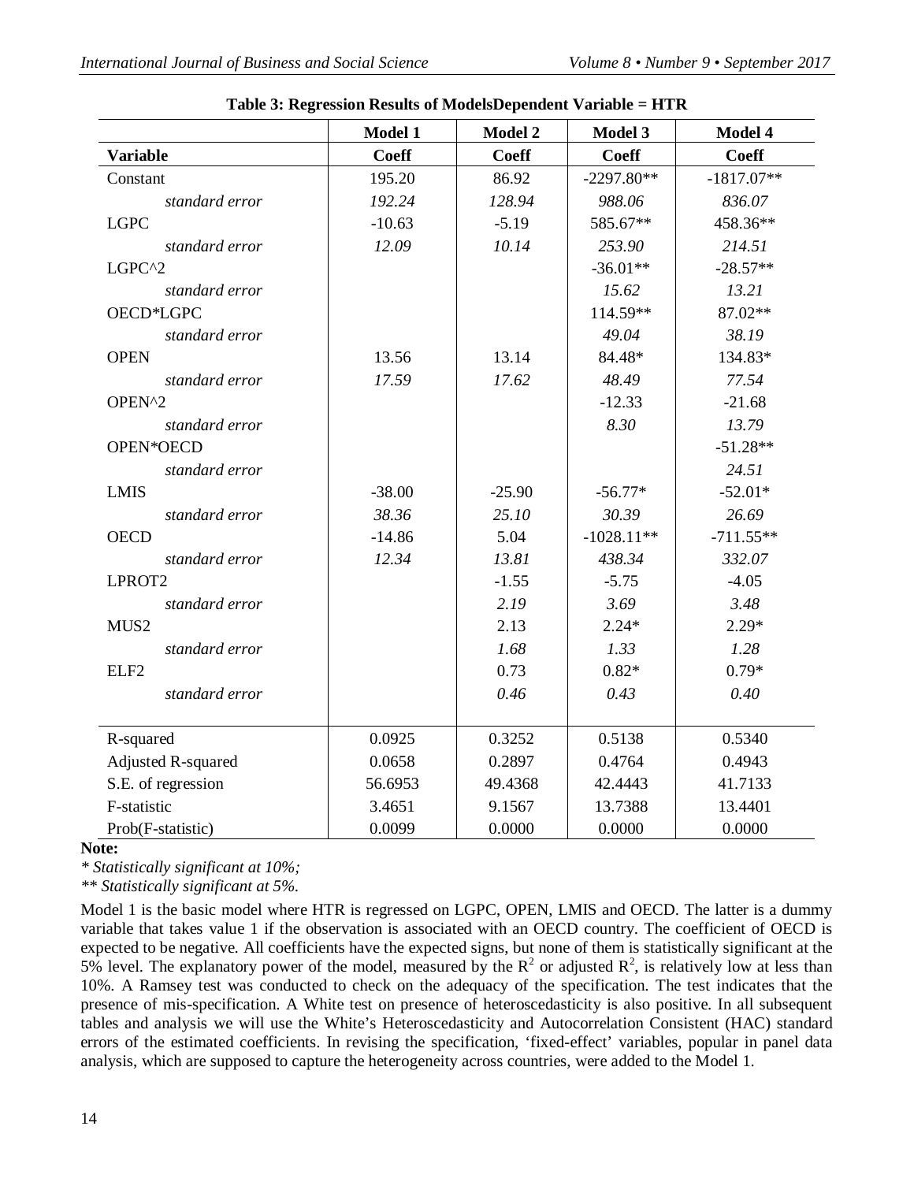**Table 3: Regression Results of ModelsDependent Variable = HTR**

| | Model 1 | Model 2 | Model 3 | Model 4 |
|---|---|---|---|---|
| **Variable** | **Coeff** | **Coeff** | **Coeff** | **Coeff** |
| Constant | 195.20 | 86.92 | -2297.80** | -1817.07** |
| *standard error* | *192.24* | *128.94* | *988.06* | *836.07* |
| LGPC | -10.63 | -5.19 | 585.67** | 458.36** |
| *standard error* | *12.09* | *10.14* | *253.90* | *214.51* |
| LGPC^2 | | | -36.01** | -28.57** |
| *standard error* | | | *15.62* | *13.21* |
| OECD*LGPC | | | 114.59** | 87.02** |
| *standard error* | | | *49.04* | *38.19* |
| OPEN | 13.56 | 13.14 | 84.48* | 134.83* |
| *standard error* | *17.59* | *17.62* | *48.49* | *77.54* |
| OPEN^2 | | | -12.33 | -21.68 |
| *standard error* | | | *8.30* | *13.79* |
| OPEN*OECD | | | | -51.28** |
| *standard error* | | | | *24.51* |
| LMIS | -38.00 | -25.90 | -56.77* | -52.01* |
| *standard error* | *38.36* | *25.10* | *30.39* | *26.69* |
| OECD | -14.86 | 5.04 | -1028.11** | -711.55** |
| *standard error* | *12.34* | *13.81* | *438.34* | *332.07* |
| LPROT2 | | -1.55 | -5.75 | -4.05 |
| *standard error* | | *2.19* | *3.69* | *3.48* |
| MUS2 | | 2.13 | 2.24* | 2.29* |
| *standard error* | | *1.68* | *1.33* | *1.28* |
| ELF2 | | 0.73 | 0.82* | 0.79* |
| *standard error* | | *0.46* | *0.43* | *0.40* |
| R-squared | 0.0925 | 0.3252 | 0.5138 | 0.5340 |
| Adjusted R-squared | 0.0658 | 0.2897 | 0.4764 | 0.4943 |
| S.E. of regression | 56.6953 | 49.4368 | 42.4443 | 41.7133 |
| F-statistic | 3.4651 | 9.1567 | 13.7388 | 13.4401 |
| Prob(F-statistic) | 0.0099 | 0.0000 | 0.0000 | 0.0000 |

**Note:**

*\* Statistically significant at 10%;*

*\*\* Statistically significant at 5%.*

Model 1 is the basic model where HTR is regressed on LGPC, OPEN, LMIS and OECD. The latter is a dummy variable that takes value 1 if the observation is associated with an OECD country. The coefficient of OECD is expected to be negative. All coefficients have the expected signs, but none of them is statistically significant at the 5% level. The explanatory power of the model, measured by the $R^2$ or adjusted $R^2$, is relatively low at less than 10%. A Ramsey test was conducted to check on the adequacy of the specification. The test indicates that the presence of mis-specification. A White test on presence of heteroscedasticity is also positive. In all subsequent tables and analysis we will use the White's Heteroscedasticity and Autocorrelation Consistent (HAC) standard errors of the estimated coefficients. In revising the specification, 'fixed-effect' variables, popular in panel data analysis, which are supposed to capture the heterogeneity across countries, were added to the Model 1.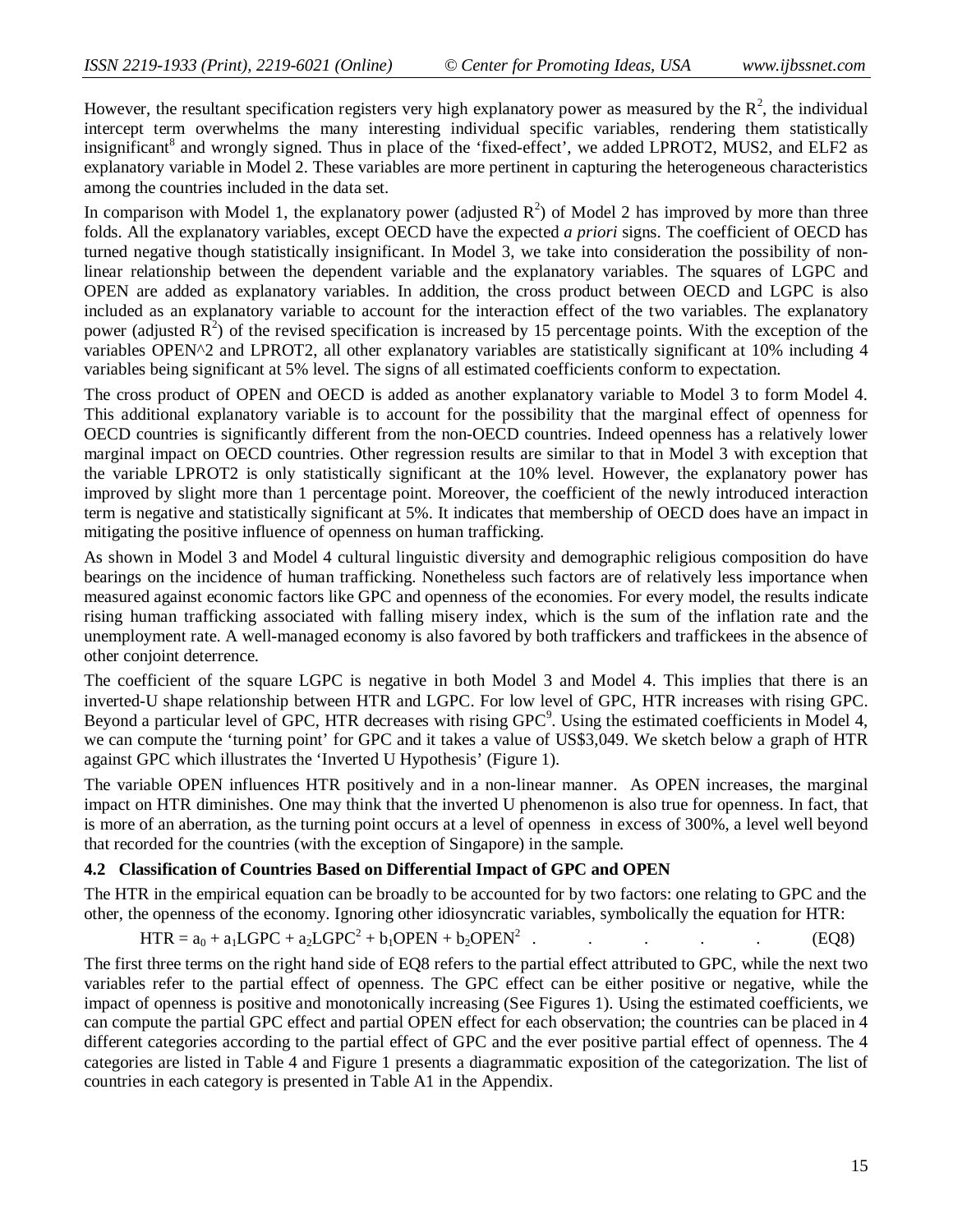However, the resultant specification registers very high explanatory power as measured by the $R^2$, the individual intercept term overwhelms the many interesting individual specific variables, rendering them statistically insignificant[8] and wrongly signed. Thus in place of the 'fixed-effect', we added LPROT2, MUS2, and ELF2 as explanatory variable in Model 2. These variables are more pertinent in capturing the heterogeneous characteristics among the countries included in the data set.

In comparison with Model 1, the explanatory power (adjusted $R^2$) of Model 2 has improved by more than three folds. All the explanatory variables, except OECD have the expected *a priori* signs. The coefficient of OECD has turned negative though statistically insignificant. In Model 3, we take into consideration the possibility of non-linear relationship between the dependent variable and the explanatory variables. The squares of LGPC and OPEN are added as explanatory variables. In addition, the cross product between OECD and LGPC is also included as an explanatory variable to account for the interaction effect of the two variables. The explanatory power (adjusted $R^2$) of the revised specification is increased by 15 percentage points. With the exception of the variables OPEN^2 and LPROT2, all other explanatory variables are statistically significant at 10% including 4 variables being significant at 5% level. The signs of all estimated coefficients conform to expectation.

The cross product of OPEN and OECD is added as another explanatory variable to Model 3 to form Model 4. This additional explanatory variable is to account for the possibility that the marginal effect of openness for OECD countries is significantly different from the non-OECD countries. Indeed openness has a relatively lower marginal impact on OECD countries. Other regression results are similar to that in Model 3 with exception that the variable LPROT2 is only statistically significant at the 10% level. However, the explanatory power has improved by slight more than 1 percentage point. Moreover, the coefficient of the newly introduced interaction term is negative and statistically significant at 5%. It indicates that membership of OECD does have an impact in mitigating the positive influence of openness on human trafficking.

As shown in Model 3 and Model 4 cultural linguistic diversity and demographic religious composition do have bearings on the incidence of human trafficking. Nonetheless such factors are of relatively less importance when measured against economic factors like GPC and openness of the economies. For every model, the results indicate rising human trafficking associated with falling misery index, which is the sum of the inflation rate and the unemployment rate. A well-managed economy is also favored by both traffickers and traffickees in the absence of other conjoint deterrence.

The coefficient of the square LGPC is negative in both Model 3 and Model 4. This implies that there is an inverted-U shape relationship between HTR and LGPC. For low level of GPC, HTR increases with rising GPC. Beyond a particular level of GPC, HTR decreases with rising GPC[9]. Using the estimated coefficients in Model 4, we can compute the 'turning point' for GPC and it takes a value of US$3,049. We sketch below a graph of HTR against GPC which illustrates the 'Inverted U Hypothesis' (Figure 1).

The variable OPEN influences HTR positively and in a non-linear manner. As OPEN increases, the marginal impact on HTR diminishes. One may think that the inverted U phenomenon is also true for openness. In fact, that is more of an aberration, as the turning point occurs at a level of openness in excess of 300%, a level well beyond that recorded for the countries (with the exception of Singapore) in the sample.

### 4.2 Classification of Countries Based on Differential Impact of GPC and OPEN

The HTR in the empirical equation can be broadly to be accounted for by two factors: one relating to GPC and the other, the openness of the economy. Ignoring other idiosyncratic variables, symbolically the equation for HTR:

$$HTR = a_0 + a_1 LGPC + a_2 LGPC^2 + b_1 OPEN + b_2 OPEN^2 \qquad \text{(EQ8)}$$

The first three terms on the right hand side of EQ8 refers to the partial effect attributed to GPC, while the next two variables refer to the partial effect of openness. The GPC effect can be either positive or negative, while the impact of openness is positive and monotonically increasing (See Figures 1). Using the estimated coefficients, we can compute the partial GPC effect and partial OPEN effect for each observation; the countries can be placed in 4 different categories according to the partial effect of GPC and the ever positive partial effect of openness. The 4 categories are listed in Table 4 and Figure 1 presents a diagrammatic exposition of the categorization. The list of countries in each category is presented in Table A1 in the Appendix.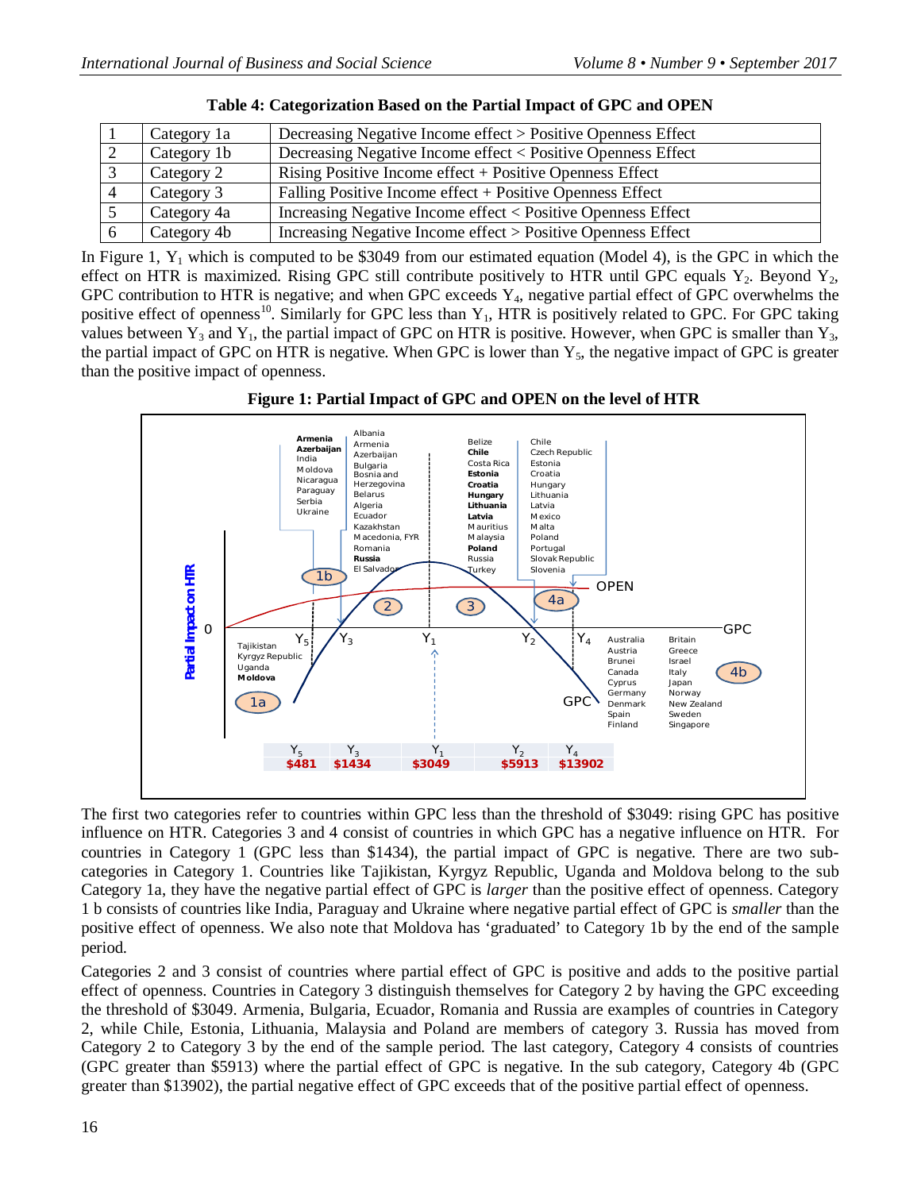**Table 4: Categorization Based on the Partial Impact of GPC and OPEN**

| | | |
|---|---|---|
| 1 | Category 1a | Decreasing Negative Income effect > Positive Openness Effect |
| 2 | Category 1b | Decreasing Negative Income effect < Positive Openness Effect |
| 3 | Category 2 | Rising Positive Income effect + Positive Openness Effect |
| 4 | Category 3 | Falling Positive Income effect + Positive Openness Effect |
| 5 | Category 4a | Increasing Negative Income effect < Positive Openness Effect |
| 6 | Category 4b | Increasing Negative Income effect > Positive Openness Effect |

In Figure 1, $Y_1$ which is computed to be \$3049 from our estimated equation (Model 4), is the GPC in which the effect on HTR is maximized. Rising GPC still contribute positively to HTR until GPC equals $Y_2$. Beyond $Y_2$, GPC contribution to HTR is negative; and when GPC exceeds $Y_4$, negative partial effect of GPC overwhelms the positive effect of openness[10]. Similarly for GPC less than $Y_1$, HTR is positively related to GPC. For GPC taking values between $Y_3$ and $Y_1$, the partial impact of GPC on HTR is positive. However, when GPC is smaller than $Y_3$, the partial impact of GPC on HTR is negative. When GPC is lower than $Y_5$, the negative impact of GPC is greater than the positive impact of openness.

**Figure 1: Partial Impact of GPC and OPEN on the level of HTR**

The first two categories refer to countries within GPC less than the threshold of \$3049: rising GPC has positive influence on HTR. Categories 3 and 4 consist of countries in which GPC has a negative influence on HTR. For countries in Category 1 (GPC less than \$1434), the partial impact of GPC is negative. There are two sub-categories in Category 1. Countries like Tajikistan, Kyrgyz Republic, Uganda and Moldova belong to the sub Category 1a, they have the negative partial effect of GPC is *larger* than the positive effect of openness. Category 1 b consists of countries like India, Paraguay and Ukraine where negative partial effect of GPC is *smaller* than the positive effect of openness. We also note that Moldova has 'graduated' to Category 1b by the end of the sample period.

Categories 2 and 3 consist of countries where partial effect of GPC is positive and adds to the positive partial effect of openness. Countries in Category 3 distinguish themselves for Category 2 by having the GPC exceeding the threshold of \$3049. Armenia, Bulgaria, Ecuador, Romania and Russia are examples of countries in Category 2, while Chile, Estonia, Lithuania, Malaysia and Poland are members of category 3. Russia has moved from Category 2 to Category 3 by the end of the sample period. The last category, Category 4 consists of countries (GPC greater than \$5913) where the partial effect of GPC is negative. In the sub category, Category 4b (GPC greater than \$13902), the partial negative effect of GPC exceeds that of the positive partial effect of openness.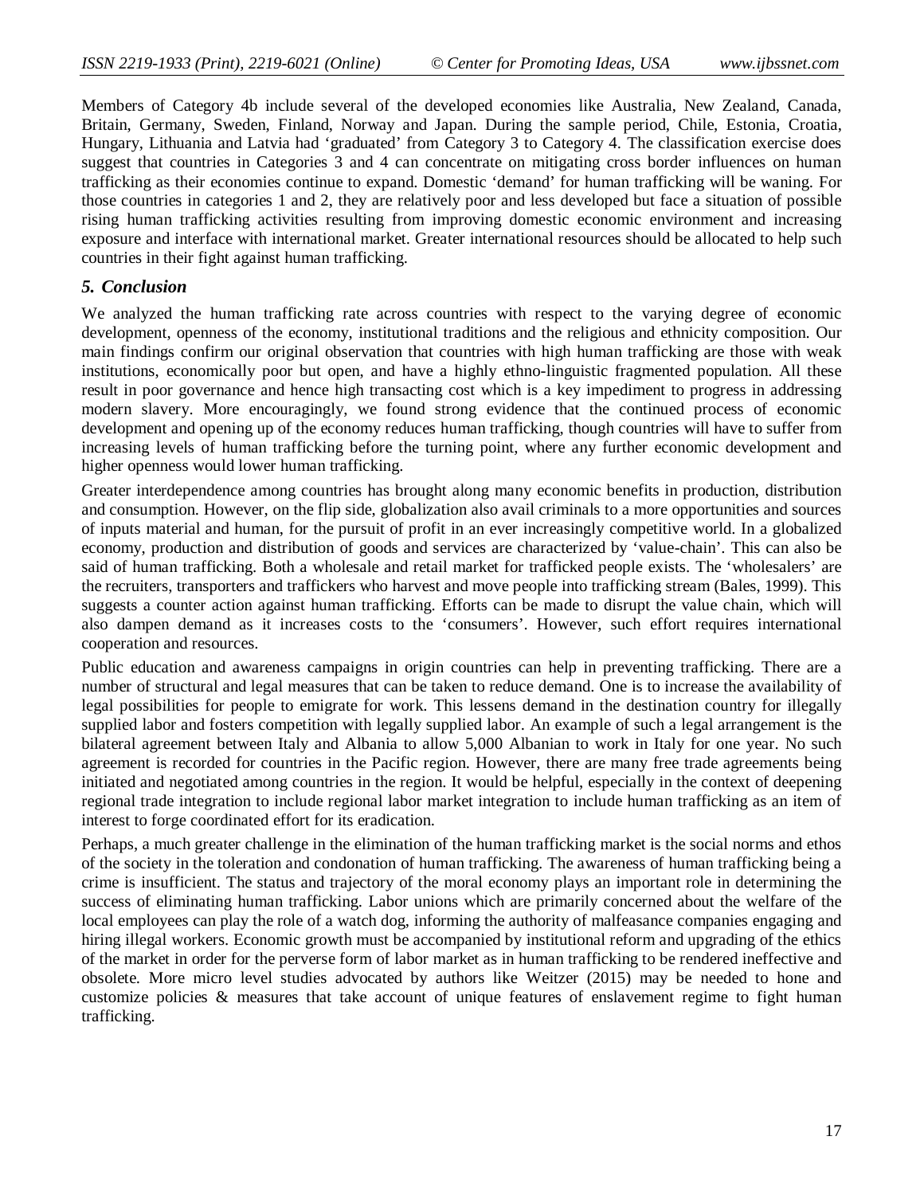Members of Category 4b include several of the developed economies like Australia, New Zealand, Canada, Britain, Germany, Sweden, Finland, Norway and Japan. During the sample period, Chile, Estonia, Croatia, Hungary, Lithuania and Latvia had 'graduated' from Category 3 to Category 4. The classification exercise does suggest that countries in Categories 3 and 4 can concentrate on mitigating cross border influences on human trafficking as their economies continue to expand. Domestic 'demand' for human trafficking will be waning. For those countries in categories 1 and 2, they are relatively poor and less developed but face a situation of possible rising human trafficking activities resulting from improving domestic economic environment and increasing exposure and interface with international market. Greater international resources should be allocated to help such countries in their fight against human trafficking.

## *5. Conclusion*

We analyzed the human trafficking rate across countries with respect to the varying degree of economic development, openness of the economy, institutional traditions and the religious and ethnicity composition. Our main findings confirm our original observation that countries with high human trafficking are those with weak institutions, economically poor but open, and have a highly ethno-linguistic fragmented population. All these result in poor governance and hence high transacting cost which is a key impediment to progress in addressing modern slavery. More encouragingly, we found strong evidence that the continued process of economic development and opening up of the economy reduces human trafficking, though countries will have to suffer from increasing levels of human trafficking before the turning point, where any further economic development and higher openness would lower human trafficking.

Greater interdependence among countries has brought along many economic benefits in production, distribution and consumption. However, on the flip side, globalization also avail criminals to a more opportunities and sources of inputs material and human, for the pursuit of profit in an ever increasingly competitive world. In a globalized economy, production and distribution of goods and services are characterized by 'value-chain'. This can also be said of human trafficking. Both a wholesale and retail market for trafficked people exists. The 'wholesalers' are the recruiters, transporters and traffickers who harvest and move people into trafficking stream (Bales, 1999). This suggests a counter action against human trafficking. Efforts can be made to disrupt the value chain, which will also dampen demand as it increases costs to the 'consumers'. However, such effort requires international cooperation and resources.

Public education and awareness campaigns in origin countries can help in preventing trafficking. There are a number of structural and legal measures that can be taken to reduce demand. One is to increase the availability of legal possibilities for people to emigrate for work. This lessens demand in the destination country for illegally supplied labor and fosters competition with legally supplied labor. An example of such a legal arrangement is the bilateral agreement between Italy and Albania to allow 5,000 Albanian to work in Italy for one year. No such agreement is recorded for countries in the Pacific region. However, there are many free trade agreements being initiated and negotiated among countries in the region. It would be helpful, especially in the context of deepening regional trade integration to include regional labor market integration to include human trafficking as an item of interest to forge coordinated effort for its eradication.

Perhaps, a much greater challenge in the elimination of the human trafficking market is the social norms and ethos of the society in the toleration and condonation of human trafficking. The awareness of human trafficking being a crime is insufficient. The status and trajectory of the moral economy plays an important role in determining the success of eliminating human trafficking. Labor unions which are primarily concerned about the welfare of the local employees can play the role of a watch dog, informing the authority of malfeasance companies engaging and hiring illegal workers. Economic growth must be accompanied by institutional reform and upgrading of the ethics of the market in order for the perverse form of labor market as in human trafficking to be rendered ineffective and obsolete. More micro level studies advocated by authors like Weitzer (2015) may be needed to hone and customize policies & measures that take account of unique features of enslavement regime to fight human trafficking.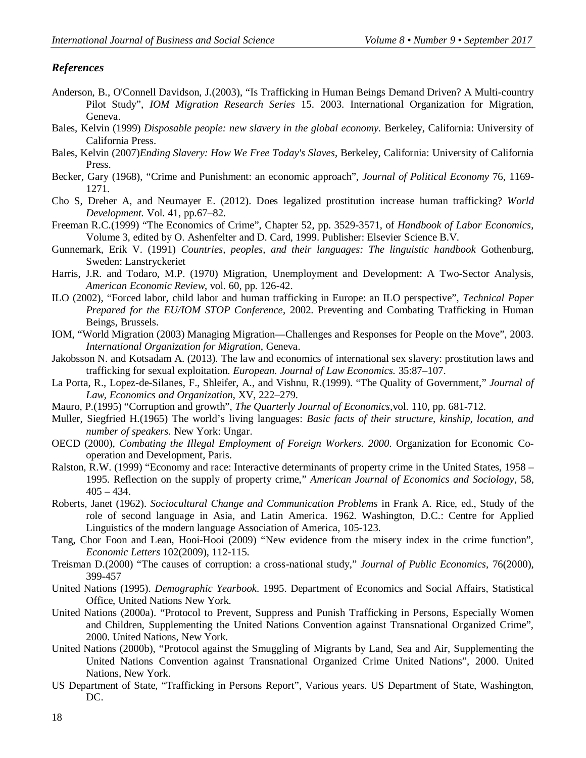### *References*

Anderson, B., O'Connell Davidson, J.(2003), "Is Trafficking in Human Beings Demand Driven? A Multi-country Pilot Study", *IOM Migration Research Series* 15. 2003. International Organization for Migration, Geneva.

Bales, Kelvin (1999) *Disposable people: new slavery in the global economy.* Berkeley, California: University of California Press.

Bales, Kelvin (2007)*Ending Slavery: How We Free Today's Slaves*, Berkeley, California: University of California Press.

Becker, Gary (1968), "Crime and Punishment: an economic approach", *Journal of Political Economy* 76, 1169-1271.

Cho S, Dreher A, and Neumayer E. (2012). Does legalized prostitution increase human trafficking? *World Development.* Vol. 41, pp.67–82.

Freeman R.C.(1999) "The Economics of Crime", Chapter 52, pp. 3529-3571, of *Handbook of Labor Economics*, Volume 3, edited by O. Ashenfelter and D. Card, 1999. Publisher: Elsevier Science B.V.

Gunnemark, Erik V. (1991) *Countries, peoples, and their languages: The linguistic handbook* Gothenburg, Sweden: Lanstryckeriet

Harris, J.R. and Todaro, M.P. (1970) Migration, Unemployment and Development: A Two-Sector Analysis, *American Economic Review*, vol. 60, pp. 126-42.

ILO (2002), "Forced labor, child labor and human trafficking in Europe: an ILO perspective", *Technical Paper Prepared for the EU/IOM STOP Conference*, 2002. Preventing and Combating Trafficking in Human Beings, Brussels.

IOM, "World Migration (2003) Managing Migration—Challenges and Responses for People on the Move", 2003. *International Organization for Migration*, Geneva.

Jakobsson N. and Kotsadam A. (2013). The law and economics of international sex slavery: prostitution laws and trafficking for sexual exploitation. *European. Journal of Law Economics.* 35:87–107.

La Porta, R., Lopez-de-Silanes, F., Shleifer, A., and Vishnu, R.(1999). "The Quality of Government," *Journal of Law, Economics and Organization*, XV, 222–279.

Mauro, P.(1995) "Corruption and growth", *The Quarterly Journal of Economics*,vol. 110, pp. 681-712.

Muller, Siegfried H.(1965) The world's living languages: *Basic facts of their structure, kinship, location, and number of speakers.* New York: Ungar.

OECD (2000), *Combating the Illegal Employment of Foreign Workers. 2000*. Organization for Economic Co-operation and Development, Paris.

Ralston, R.W. (1999) "Economy and race: Interactive determinants of property crime in the United States, 1958 – 1995. Reflection on the supply of property crime," *American Journal of Economics and Sociology*, 58, 405 – 434.

Roberts, Janet (1962). *Sociocultural Change and Communication Problems* in Frank A. Rice, ed., Study of the role of second language in Asia, and Latin America. 1962. Washington, D.C.: Centre for Applied Linguistics of the modern language Association of America, 105-123.

Tang, Chor Foon and Lean, Hooi-Hooi (2009) "New evidence from the misery index in the crime function", *Economic Letters* 102(2009), 112-115.

Treisman D.(2000) "The causes of corruption: a cross-national study," *Journal of Public Economics*, 76(2000), 399-457

United Nations (1995). *Demographic Yearbook*. 1995. Department of Economics and Social Affairs, Statistical Office, United Nations New York.

United Nations (2000a). "Protocol to Prevent, Suppress and Punish Trafficking in Persons, Especially Women and Children, Supplementing the United Nations Convention against Transnational Organized Crime", 2000. United Nations, New York.

United Nations (2000b), "Protocol against the Smuggling of Migrants by Land, Sea and Air, Supplementing the United Nations Convention against Transnational Organized Crime United Nations", 2000. United Nations, New York.

US Department of State, "Trafficking in Persons Report", Various years. US Department of State, Washington, DC.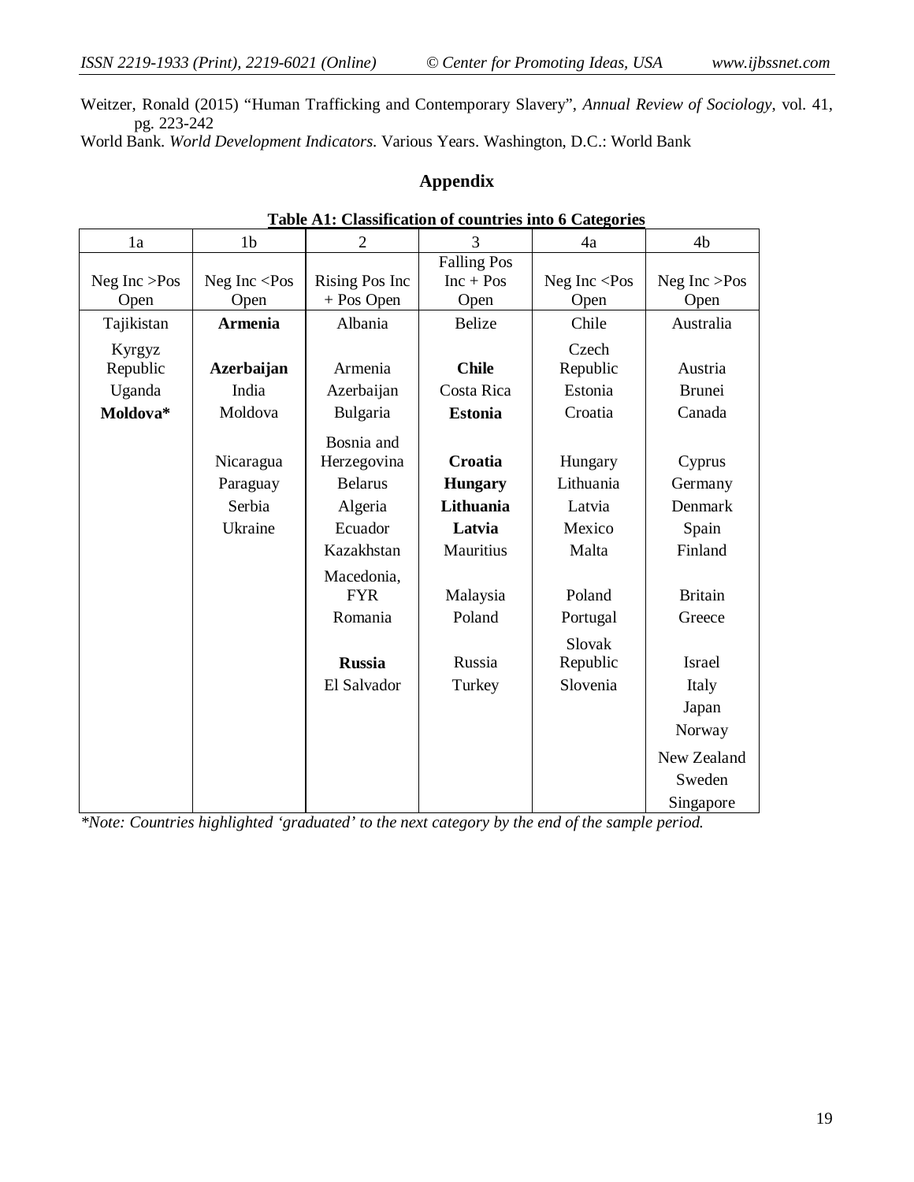Weitzer, Ronald (2015) "Human Trafficking and Contemporary Slavery", *Annual Review of Sociology*, vol. 41, pg. 223-242

World Bank. *World Development Indicators*. Various Years. Washington, D.C.: World Bank

## Appendix

**Table A1: Classification of countries into 6 Categories**

| 1a | 1b | 2 | 3 | 4a | 4b |
|---|---|---|---|---|---|
| Neg Inc >Pos Open | Neg Inc <Pos Open | Rising Pos Inc + Pos Open | Falling Pos Inc + Pos Open | Neg Inc <Pos Open | Neg Inc >Pos Open |
| Tajikistan | **Armenia** | Albania | Belize | Chile | Australia |
| Kyrgyz Republic | **Azerbaijan** | Armenia | **Chile** | Czech Republic | Austria |
| Uganda | India | Azerbaijan | Costa Rica | Estonia | Brunei |
| **Moldova*** | Moldova | Bulgaria | **Estonia** | Croatia | Canada |
| | Nicaragua | Bosnia and Herzegovina | **Croatia** | Hungary | Cyprus |
| | Paraguay | Belarus | **Hungary** | Lithuania | Germany |
| | Serbia | Algeria | **Lithuania** | Latvia | Denmark |
| | Ukraine | Ecuador | **Latvia** | Mexico | Spain |
| | | Kazakhstan | Mauritius | Malta | Finland |
| | | Macedonia, FYR | Malaysia | Poland | Britain |
| | | Romania | Poland | Portugal | Greece |
| | | **Russia** | Russia | Slovak Republic | Israel |
| | | El Salvador | Turkey | Slovenia | Italy |
| | | | | | Japan |
| | | | | | Norway |
| | | | | | New Zealand |
| | | | | | Sweden |
| | | | | | Singapore |

*\*Note: Countries highlighted 'graduated' to the next category by the end of the sample period.*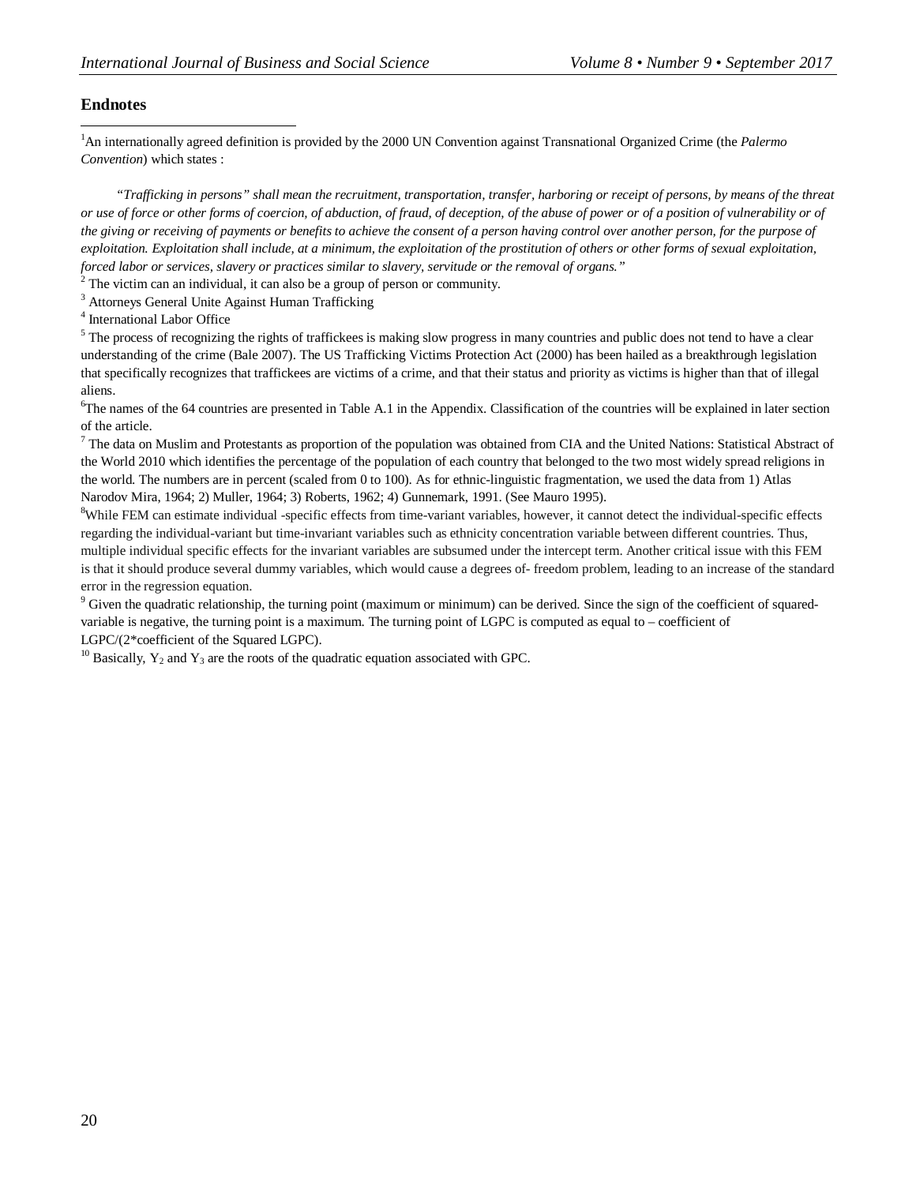## Endnotes

[1]An internationally agreed definition is provided by the 2000 UN Convention against Transnational Organized Crime (the *Palermo Convention*) which states :

*"Trafficking in persons" shall mean the recruitment, transportation, transfer, harboring or receipt of persons, by means of the threat or use of force or other forms of coercion, of abduction, of fraud, of deception, of the abuse of power or of a position of vulnerability or of the giving or receiving of payments or benefits to achieve the consent of a person having control over another person, for the purpose of exploitation. Exploitation shall include, at a minimum, the exploitation of the prostitution of others or other forms of sexual exploitation, forced labor or services, slavery or practices similar to slavery, servitude or the removal of organs."*

[2] The victim can an individual, it can also be a group of person or community.

[3] Attorneys General Unite Against Human Trafficking

[4] International Labor Office

[5] The process of recognizing the rights of traffickees is making slow progress in many countries and public does not tend to have a clear understanding of the crime (Bale 2007). The US Trafficking Victims Protection Act (2000) has been hailed as a breakthrough legislation that specifically recognizes that traffickees are victims of a crime, and that their status and priority as victims is higher than that of illegal aliens.

[6]The names of the 64 countries are presented in Table A.1 in the Appendix. Classification of the countries will be explained in later section of the article.

[7] The data on Muslim and Protestants as proportion of the population was obtained from CIA and the United Nations: Statistical Abstract of the World 2010 which identifies the percentage of the population of each country that belonged to the two most widely spread religions in the world. The numbers are in percent (scaled from 0 to 100). As for ethnic-linguistic fragmentation, we used the data from 1) Atlas Narodov Mira, 1964; 2) Muller, 1964; 3) Roberts, 1962; 4) Gunnemark, 1991. (See Mauro 1995).

[8]While FEM can estimate individual -specific effects from time-variant variables, however, it cannot detect the individual-specific effects regarding the individual-variant but time-invariant variables such as ethnicity concentration variable between different countries. Thus, multiple individual specific effects for the invariant variables are subsumed under the intercept term. Another critical issue with this FEM is that it should produce several dummy variables, which would cause a degrees of- freedom problem, leading to an increase of the standard error in the regression equation.

[9] Given the quadratic relationship, the turning point (maximum or minimum) can be derived. Since the sign of the coefficient of squared-variable is negative, the turning point is a maximum. The turning point of LGPC is computed as equal to – coefficient of LGPC/(2*coefficient of the Squared LGPC).

[10] Basically, $Y_2$ and $Y_3$ are the roots of the quadratic equation associated with GPC.